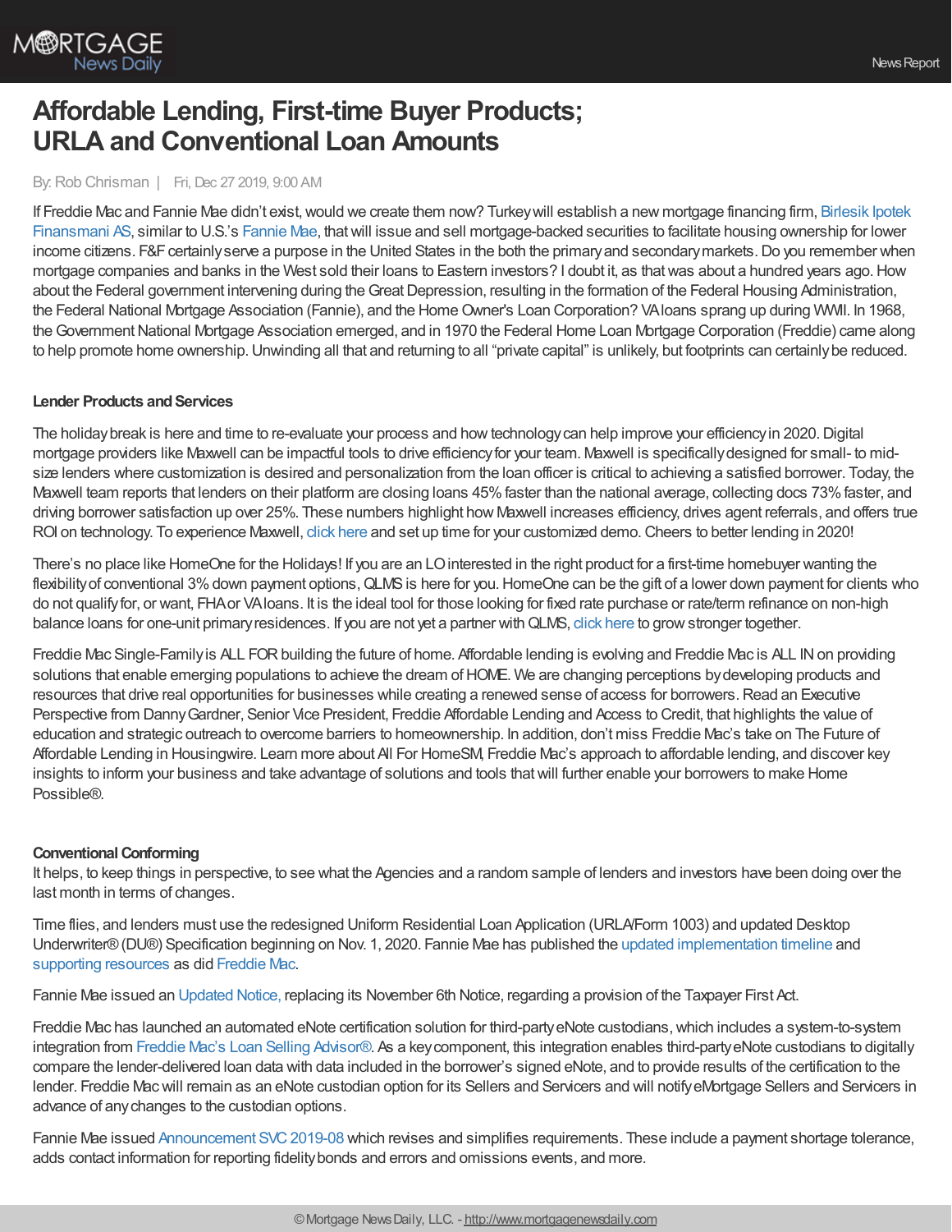# Affordable Lending, First-time Buyer Products; URLA and Conventional Loan Amounts

By: Rob Chrisman | Fri, Dec 27 2019, 9:00 AM

If Freddie Mac and Fannie Mae didn't exist, would we create them now? Turkey will establish a new mortgage financing firm, Birlesik Ipotek Finansmani AS, similar to U.S.'s Fannie Mae, that will issue and sell mortgage-backed securities to facilitate housing ownership for lower income citizens. F&F certainly serve a purpose in the United States in the both the primary and secondary markets. Do you remember when mortgage companies and banks in the West sold their loans to Eastern investors? I doubt it, as that was about a hundred years ago. How about the Federal government intervening during the Great Depression, resulting in the formation of the Federal Housing Administration, the Federal National Mortgage Association (Fannie), and the Home Owner's Loan Corporation? VA loans sprang up during WWII. In 1968, the Government National Mortgage Association emerged, and in 1970 the Federal Home Loan Mortgage Corporation (Freddie) came along to help promote home ownership. Unwinding all that and returning to all "private capital" is unlikely, but footprints can certainly be reduced.

**Lender Products and Services**

The holiday break is here and time to re-evaluate your process and how technology can help improve your efficiency in 2020. Digital mortgage providers like Maxwell can be impactful tools to drive efficiency for your team. Maxwell is specifically designed for small- to mid-size lenders where customization is desired and personalization from the loan officer is critical to achieving a satisfied borrower. Today, the Maxwell team reports that lenders on their platform are closing loans 45% faster than the national average, collecting docs 73% faster, and driving borrower satisfaction up over 25%. These numbers highlight how Maxwell increases efficiency, drives agent referrals, and offers true ROI on technology. To experience Maxwell, click here and set up time for your customized demo. Cheers to better lending in 2020!

There's no place like HomeOne for the Holidays! If you are an LO interested in the right product for a first-time homebuyer wanting the flexibility of conventional 3% down payment options, QLMS is here for you. HomeOne can be the gift of a lower down payment for clients who do not qualify for, or want, FHA or VA loans. It is the ideal tool for those looking for fixed rate purchase or rate/term refinance on non-high balance loans for one-unit primary residences. If you are not yet a partner with QLMS, click here to grow stronger together.

Freddie Mac Single-Family is ALL FOR building the future of home. Affordable lending is evolving and Freddie Mac is ALL IN on providing solutions that enable emerging populations to achieve the dream of HOME. We are changing perceptions by developing products and resources that drive real opportunities for businesses while creating a renewed sense of access for borrowers. Read an Executive Perspective from Danny Gardner, Senior Vice President, Freddie Affordable Lending and Access to Credit, that highlights the value of education and strategic outreach to overcome barriers to homeownership. In addition, don't miss Freddie Mac's take on The Future of Affordable Lending in Housingwire. Learn more about All For HomeSM, Freddie Mac's approach to affordable lending, and discover key insights to inform your business and take advantage of solutions and tools that will further enable your borrowers to make Home Possible®.

**Conventional Conforming**

It helps, to keep things in perspective, to see what the Agencies and a random sample of lenders and investors have been doing over the last month in terms of changes.

Time flies, and lenders must use the redesigned Uniform Residential Loan Application (URLA/Form 1003) and updated Desktop Underwriter® (DU®) Specification beginning on Nov. 1, 2020. Fannie Mae has published the updated implementation timeline and supporting resources as did Freddie Mac.

Fannie Mae issued an Updated Notice, replacing its November 6th Notice, regarding a provision of the Taxpayer First Act.

Freddie Mac has launched an automated eNote certification solution for third-party eNote custodians, which includes a system-to-system integration from Freddie Mac's Loan Selling Advisor®. As a key component, this integration enables third-party eNote custodians to digitally compare the lender-delivered loan data with data included in the borrower's signed eNote, and to provide results of the certification to the lender. Freddie Mac will remain as an eNote custodian option for its Sellers and Servicers and will notify eMortgage Sellers and Servicers in advance of any changes to the custodian options.

Fannie Mae issued Announcement SVC 2019-08 which revises and simplifies requirements. These include a payment shortage tolerance, adds contact information for reporting fidelity bonds and errors and omissions events, and more.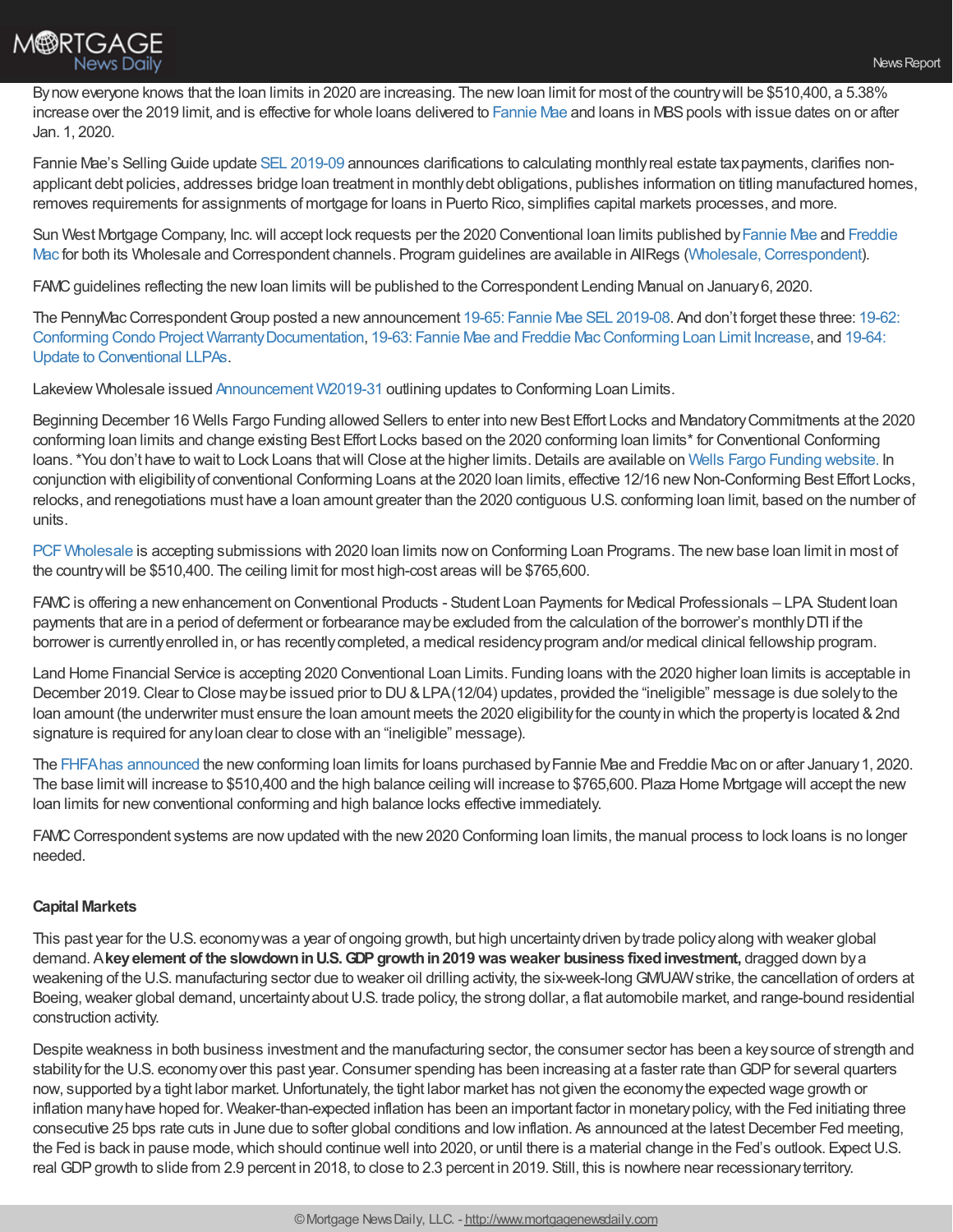By now everyone knows that the loan limits in 2020 are increasing. The new loan limit for most of the country will be $510,400, a 5.38% increase over the 2019 limit, and is effective for whole loans delivered to Fannie Mae and loans in MBS pools with issue dates on or after Jan. 1, 2020.

Fannie Mae's Selling Guide update SEL 2019-09 announces clarifications to calculating monthly real estate tax payments, clarifies non-applicant debt policies, addresses bridge loan treatment in monthly debt obligations, publishes information on titling manufactured homes, removes requirements for assignments of mortgage for loans in Puerto Rico, simplifies capital markets processes, and more.

Sun West Mortgage Company, Inc. will accept lock requests per the 2020 Conventional loan limits published by Fannie Mae and Freddie Mac for both its Wholesale and Correspondent channels. Program guidelines are available in AllRegs (Wholesale, Correspondent).

FAMC guidelines reflecting the new loan limits will be published to the Correspondent Lending Manual on January 6, 2020.

The PennyMac Correspondent Group posted a new announcement 19-65: Fannie Mae SEL 2019-08. And don't forget these three: 19-62: Conforming Condo Project Warranty Documentation, 19-63: Fannie Mae and Freddie Mac Conforming Loan Limit Increase, and 19-64: Update to Conventional LLPAs.

Lakeview Wholesale issued Announcement W2019-31 outlining updates to Conforming Loan Limits.

Beginning December 16 Wells Fargo Funding allowed Sellers to enter into new Best Effort Locks and Mandatory Commitments at the 2020 conforming loan limits and change existing Best Effort Locks based on the 2020 conforming loan limits* for Conventional Conforming loans. *You don't have to wait to Lock Loans that will Close at the higher limits. Details are available on Wells Fargo Funding website. In conjunction with eligibility of conventional Conforming Loans at the 2020 loan limits, effective 12/16 new Non-Conforming Best Effort Locks, relocks, and renegotiations must have a loan amount greater than the 2020 contiguous U.S. conforming loan limit, based on the number of units.

PCF Wholesale is accepting submissions with 2020 loan limits now on Conforming Loan Programs. The new base loan limit in most of the country will be $510,400. The ceiling limit for most high-cost areas will be $765,600.

FAMC is offering a new enhancement on Conventional Products - Student Loan Payments for Medical Professionals – LPA. Student loan payments that are in a period of deferment or forbearance may be excluded from the calculation of the borrower's monthly DTI if the borrower is currently enrolled in, or has recently completed, a medical residency program and/or medical clinical fellowship program.

Land Home Financial Service is accepting 2020 Conventional Loan Limits. Funding loans with the 2020 higher loan limits is acceptable in December 2019. Clear to Close may be issued prior to DU & LPA (12/04) updates, provided the "ineligible" message is due solely to the loan amount (the underwriter must ensure the loan amount meets the 2020 eligibility for the county in which the property is located & 2nd signature is required for any loan clear to close with an "ineligible" message).

The FHFA has announced the new conforming loan limits for loans purchased by Fannie Mae and Freddie Mac on or after January 1, 2020. The base limit will increase to $510,400 and the high balance ceiling will increase to $765,600. Plaza Home Mortgage will accept the new loan limits for new conventional conforming and high balance locks effective immediately.

FAMC Correspondent systems are now updated with the new 2020 Conforming loan limits, the manual process to lock loans is no longer needed.

**Capital Markets**

This past year for the U.S. economy was a year of ongoing growth, but high uncertainty driven by trade policy along with weaker global demand. A **key element of the slowdown in U.S. GDP growth in 2019 was weaker business fixed investment,** dragged down by a weakening of the U.S. manufacturing sector due to weaker oil drilling activity, the six-week-long GM/UAW strike, the cancellation of orders at Boeing, weaker global demand, uncertainty about U.S. trade policy, the strong dollar, a flat automobile market, and range-bound residential construction activity.

Despite weakness in both business investment and the manufacturing sector, the consumer sector has been a key source of strength and stability for the U.S. economy over this past year. Consumer spending has been increasing at a faster rate than GDP for several quarters now, supported by a tight labor market. Unfortunately, the tight labor market has not given the economy the expected wage growth or inflation many have hoped for. Weaker-than-expected inflation has been an important factor in monetary policy, with the Fed initiating three consecutive 25 bps rate cuts in June due to softer global conditions and low inflation. As announced at the latest December Fed meeting, the Fed is back in pause mode, which should continue well into 2020, or until there is a material change in the Fed's outlook. Expect U.S. real GDP growth to slide from 2.9 percent in 2018, to close to 2.3 percent in 2019. Still, this is nowhere near recessionary territory.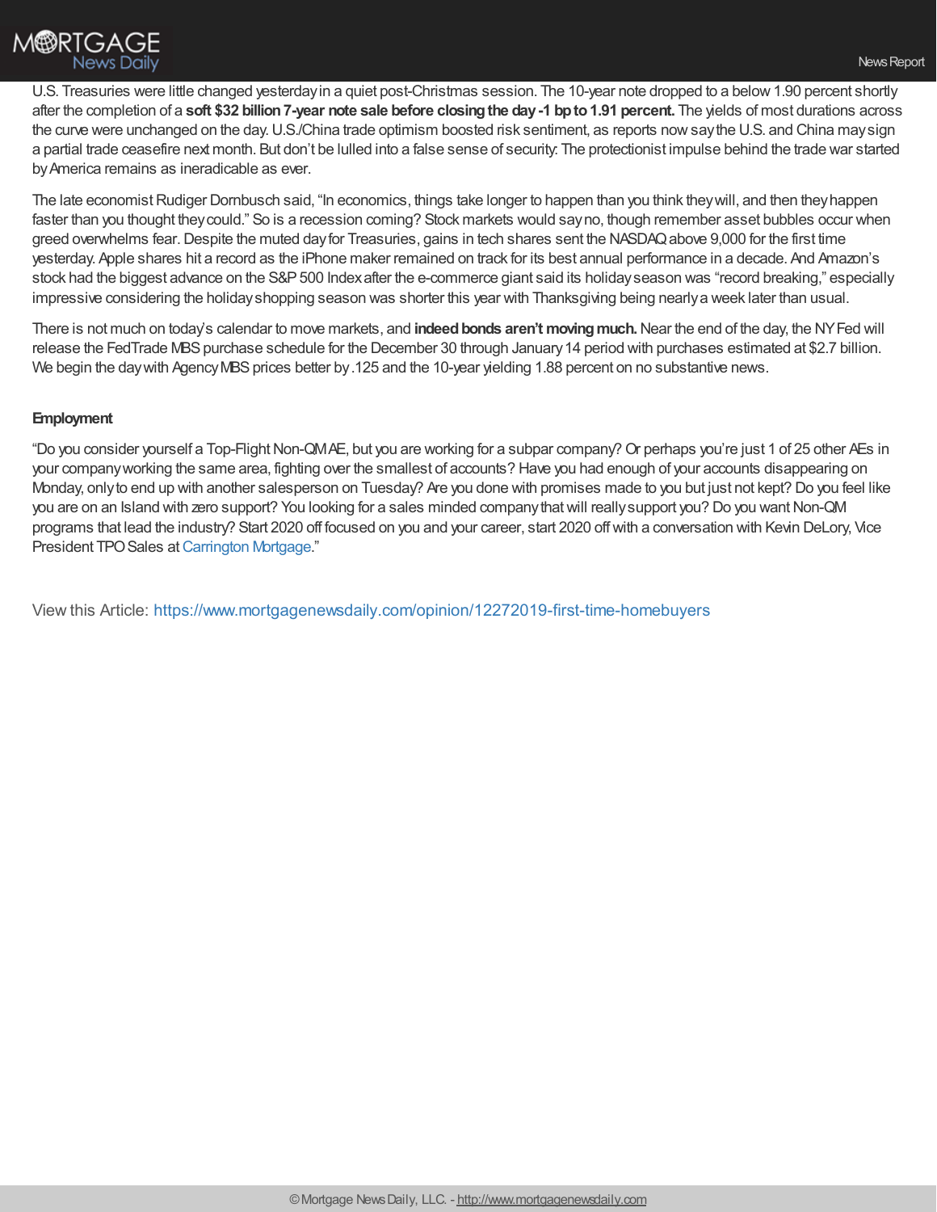U.S. Treasuries were little changed yesterday in a quiet post-Christmas session. The 10-year note dropped to a below 1.90 percent shortly after the completion of a **soft $32 billion 7-year note sale before closing the day -1 bp to 1.91 percent.** The yields of most durations across the curve were unchanged on the day. U.S./China trade optimism boosted risk sentiment, as reports now say the U.S. and China may sign a partial trade ceasefire next month. But don't be lulled into a false sense of security: The protectionist impulse behind the trade war started by America remains as ineradicable as ever.

The late economist Rudiger Dornbusch said, "In economics, things take longer to happen than you think they will, and then they happen faster than you thought they could." So is a recession coming? Stock markets would say no, though remember asset bubbles occur when greed overwhelms fear. Despite the muted day for Treasuries, gains in tech shares sent the NASDAQ above 9,000 for the first time yesterday. Apple shares hit a record as the iPhone maker remained on track for its best annual performance in a decade. And Amazon's stock had the biggest advance on the S&P 500 Index after the e-commerce giant said its holiday season was "record breaking," especially impressive considering the holiday shopping season was shorter this year with Thanksgiving being nearly a week later than usual.

There is not much on today's calendar to move markets, and **indeed bonds aren't moving much.** Near the end of the day, the NY Fed will release the FedTrade MBS purchase schedule for the December 30 through January 14 period with purchases estimated at $2.7 billion. We begin the day with Agency MBS prices better by .125 and the 10-year yielding 1.88 percent on no substantive news.

**Employment**

"Do you consider yourself a Top-Flight Non-QM AE, but you are working for a subpar company? Or perhaps you're just 1 of 25 other AEs in your company working the same area, fighting over the smallest of accounts? Have you had enough of your accounts disappearing on Monday, only to end up with another salesperson on Tuesday? Are you done with promises made to you but just not kept? Do you feel like you are on an Island with zero support? You looking for a sales minded company that will really support you? Do you want Non-QM programs that lead the industry? Start 2020 off focused on you and your career, start 2020 off with a conversation with Kevin DeLory, Vice President TPO Sales at Carrington Mortgage."

View this Article: https://www.mortgagenewsdaily.com/opinion/12272019-first-time-homebuyers